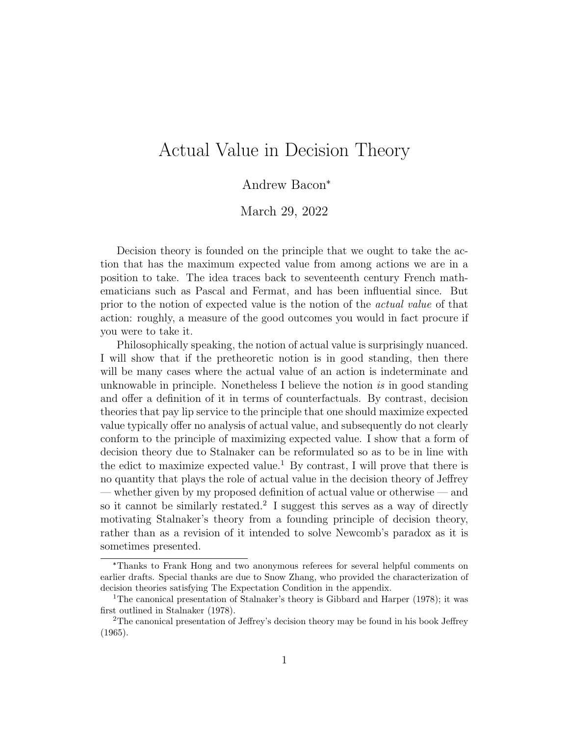# Actual Value in Decision Theory

Andrew Bacon*

March 29, 2022

Decision theory is founded on the principle that we ought to take the action that has the maximum expected value from among actions we are in a position to take. The idea traces back to seventeenth century French mathematicians such as Pascal and Fermat, and has been influential since. But prior to the notion of expected value is the notion of the *actual value* of that action: roughly, a measure of the good outcomes you would in fact procure if you were to take it.

Philosophically speaking, the notion of actual value is surprisingly nuanced. I will show that if the pretheoretic notion is in good standing, then there will be many cases where the actual value of an action is indeterminate and unknowable in principle. Nonetheless I believe the notion *is* in good standing and offer a definition of it in terms of counterfactuals. By contrast, decision theories that pay lip service to the principle that one should maximize expected value typically offer no analysis of actual value, and subsequently do not clearly conform to the principle of maximizing expected value. I show that a form of decision theory due to Stalnaker can be reformulated so as to be in line with the edict to maximize expected value.[1] By contrast, I will prove that there is no quantity that plays the role of actual value in the decision theory of Jeffrey — whether given by my proposed definition of actual value or otherwise — and so it cannot be similarly restated.[2] I suggest this serves as a way of directly motivating Stalnaker's theory from a founding principle of decision theory, rather than as a revision of it intended to solve Newcomb's paradox as it is sometimes presented.

---

*Thanks to Frank Hong and two anonymous referees for several helpful comments on earlier drafts. Special thanks are due to Snow Zhang, who provided the characterization of decision theories satisfying The Expectation Condition in the appendix.

[1] The canonical presentation of Stalnaker's theory is Gibbard and Harper (1978); it was first outlined in Stalnaker (1978).

[2] The canonical presentation of Jeffrey's decision theory may be found in his book Jeffrey (1965).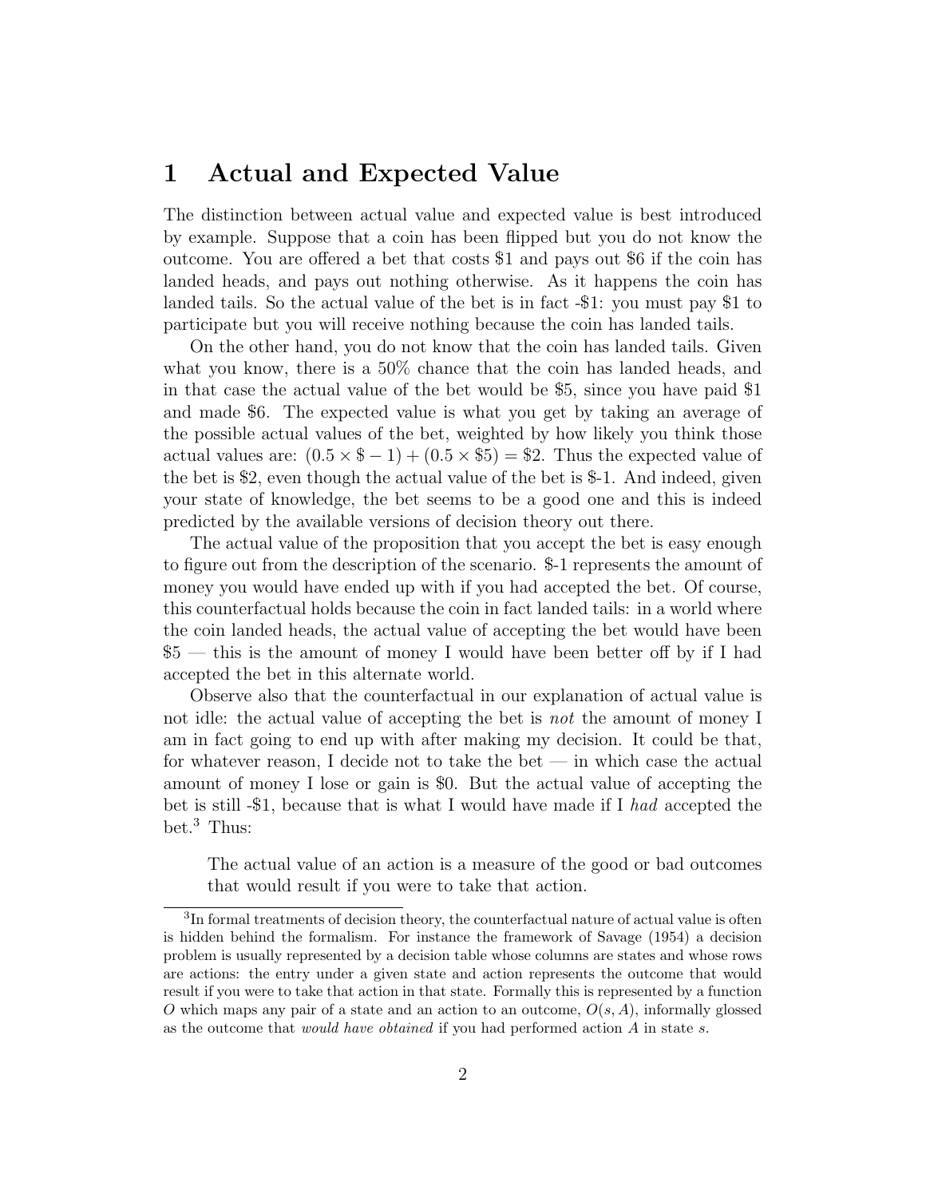# 1 Actual and Expected Value

The distinction between actual value and expected value is best introduced by example. Suppose that a coin has been flipped but you do not know the outcome. You are offered a bet that costs \$1 and pays out \$6 if the coin has landed heads, and pays out nothing otherwise. As it happens the coin has landed tails. So the actual value of the bet is in fact -\$1: you must pay \$1 to participate but you will receive nothing because the coin has landed tails.

On the other hand, you do not know that the coin has landed tails. Given what you know, there is a 50% chance that the coin has landed heads, and in that case the actual value of the bet would be \$5, since you have paid \$1 and made \$6. The expected value is what you get by taking an average of the possible actual values of the bet, weighted by how likely you think those actual values are: $(0.5 \times \$-1) + (0.5 \times \$5) = \$2$. Thus the expected value of the bet is \$2, even though the actual value of the bet is \$-1. And indeed, given your state of knowledge, the bet seems to be a good one and this is indeed predicted by the available versions of decision theory out there.

The actual value of the proposition that you accept the bet is easy enough to figure out from the description of the scenario. \$-1 represents the amount of money you would have ended up with if you had accepted the bet. Of course, this counterfactual holds because the coin in fact landed tails: in a world where the coin landed heads, the actual value of accepting the bet would have been \$5 — this is the amount of money I would have been better off by if I had accepted the bet in this alternate world.

Observe also that the counterfactual in our explanation of actual value is not idle: the actual value of accepting the bet is *not* the amount of money I am in fact going to end up with after making my decision. It could be that, for whatever reason, I decide not to take the bet — in which case the actual amount of money I lose or gain is \$0. But the actual value of accepting the bet is still -\$1, because that is what I would have made if I *had* accepted the bet.[3] Thus:

> The actual value of an action is a measure of the good or bad outcomes that would result if you were to take that action.

[3] In formal treatments of decision theory, the counterfactual nature of actual value is often is hidden behind the formalism. For instance the framework of Savage (1954) a decision problem is usually represented by a decision table whose columns are states and whose rows are actions: the entry under a given state and action represents the outcome that would result if you were to take that action in that state. Formally this is represented by a function $O$ which maps any pair of a state and an action to an outcome, $O(s, A)$, informally glossed as the outcome that *would have obtained* if you had performed action $A$ in state $s$.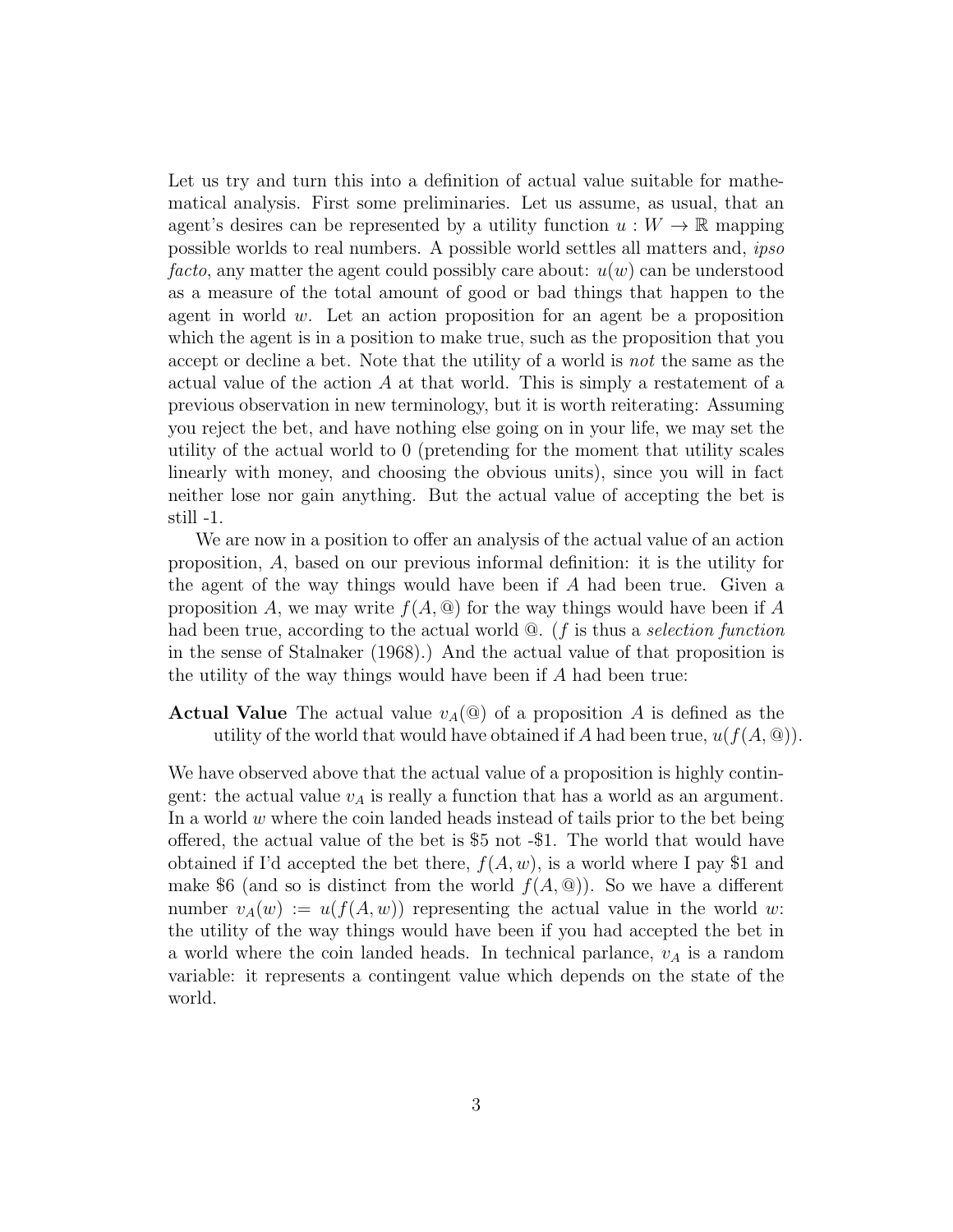Let us try and turn this into a definition of actual value suitable for mathematical analysis. First some preliminaries. Let us assume, as usual, that an agent's desires can be represented by a utility function $u : W \to \mathbb{R}$ mapping possible worlds to real numbers. A possible world settles all matters and, *ipso facto*, any matter the agent could possibly care about: $u(w)$ can be understood as a measure of the total amount of good or bad things that happen to the agent in world $w$. Let an action proposition for an agent be a proposition which the agent is in a position to make true, such as the proposition that you accept or decline a bet. Note that the utility of a world is *not* the same as the actual value of the action $A$ at that world. This is simply a restatement of a previous observation in new terminology, but it is worth reiterating: Assuming you reject the bet, and have nothing else going on in your life, we may set the utility of the actual world to 0 (pretending for the moment that utility scales linearly with money, and choosing the obvious units), since you will in fact neither lose nor gain anything. But the actual value of accepting the bet is still -1.

We are now in a position to offer an analysis of the actual value of an action proposition, $A$, based on our previous informal definition: it is the utility for the agent of the way things would have been if $A$ had been true. Given a proposition $A$, we may write $f(A, @)$ for the way things would have been if $A$ had been true, according to the actual world @. ($f$ is thus a *selection function* in the sense of Stalnaker (1968).) And the actual value of that proposition is the utility of the way things would have been if $A$ had been true:

**Actual Value** The actual value $v_A(@)$ of a proposition $A$ is defined as the utility of the world that would have obtained if $A$ had been true, $u(f(A, @))$.

We have observed above that the actual value of a proposition is highly contingent: the actual value $v_A$ is really a function that has a world as an argument. In a world $w$ where the coin landed heads instead of tails prior to the bet being offered, the actual value of the bet is \$5 not -\$1. The world that would have obtained if I'd accepted the bet there, $f(A, w)$, is a world where I pay \$1 and make \$6 (and so is distinct from the world $f(A, @)$). So we have a different number $v_A(w) := u(f(A, w))$ representing the actual value in the world $w$: the utility of the way things would have been if you had accepted the bet in a world where the coin landed heads. In technical parlance, $v_A$ is a random variable: it represents a contingent value which depends on the state of the world.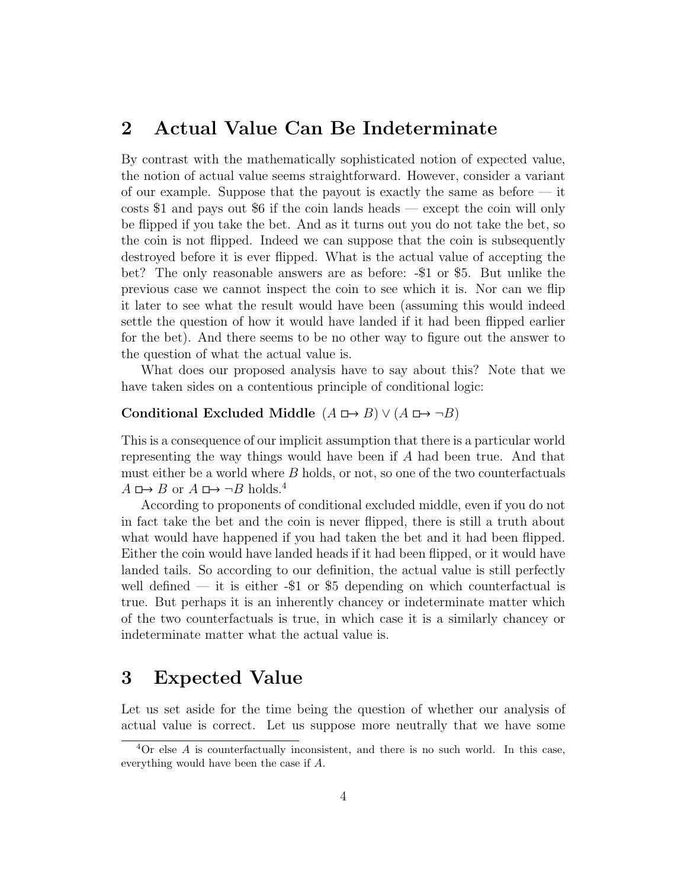## 2 Actual Value Can Be Indeterminate

By contrast with the mathematically sophisticated notion of expected value, the notion of actual value seems straightforward. However, consider a variant of our example. Suppose that the payout is exactly the same as before — it costs \$1 and pays out \$6 if the coin lands heads — except the coin will only be flipped if you take the bet. And as it turns out you do not take the bet, so the coin is not flipped. Indeed we can suppose that the coin is subsequently destroyed before it is ever flipped. What is the actual value of accepting the bet? The only reasonable answers are as before: -\$1 or \$5. But unlike the previous case we cannot inspect the coin to see which it is. Nor can we flip it later to see what the result would have been (assuming this would indeed settle the question of how it would have landed if it had been flipped earlier for the bet). And there seems to be no other way to figure out the answer to the question of what the actual value is.

What does our proposed analysis have to say about this? Note that we have taken sides on a contentious principle of conditional logic:

**Conditional Excluded Middle** $(A \mathrel{\Box\!\!\rightarrow} B) \vee (A \mathrel{\Box\!\!\rightarrow} \neg B)$

This is a consequence of our implicit assumption that there is a particular world representing the way things would have been if $A$ had been true. And that must either be a world where $B$ holds, or not, so one of the two counterfactuals $A \mathrel{\Box\!\!\rightarrow} B$ or $A \mathrel{\Box\!\!\rightarrow} \neg B$ holds.[4]

According to proponents of conditional excluded middle, even if you do not in fact take the bet and the coin is never flipped, there is still a truth about what would have happened if you had taken the bet and it had been flipped. Either the coin would have landed heads if it had been flipped, or it would have landed tails. So according to our definition, the actual value is still perfectly well defined — it is either -\$1 or \$5 depending on which counterfactual is true. But perhaps it is an inherently chancey or indeterminate matter which of the two counterfactuals is true, in which case it is a similarly chancey or indeterminate matter what the actual value is.

## 3 Expected Value

Let us set aside for the time being the question of whether our analysis of actual value is correct. Let us suppose more neutrally that we have some

[4] Or else $A$ is counterfactually inconsistent, and there is no such world. In this case, everything would have been the case if $A$.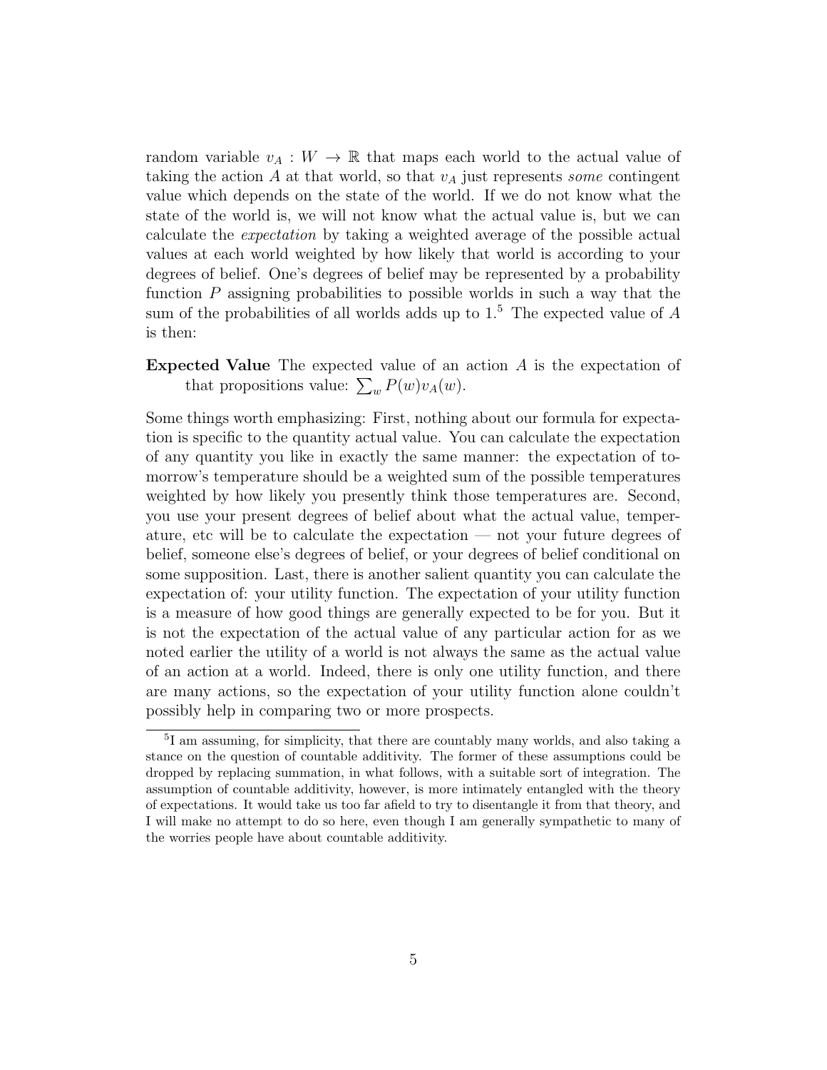random variable $v_A : W \to \mathbb{R}$ that maps each world to the actual value of taking the action $A$ at that world, so that $v_A$ just represents *some* contingent value which depends on the state of the world. If we do not know what the state of the world is, we will not know what the actual value is, but we can calculate the *expectation* by taking a weighted average of the possible actual values at each world weighted by how likely that world is according to your degrees of belief. One's degrees of belief may be represented by a probability function $P$ assigning probabilities to possible worlds in such a way that the sum of the probabilities of all worlds adds up to 1.[5] The expected value of $A$ is then:

**Expected Value** The expected value of an action $A$ is the expectation of that propositions value: $\sum_w P(w)v_A(w)$.

Some things worth emphasizing: First, nothing about our formula for expectation is specific to the quantity actual value. You can calculate the expectation of any quantity you like in exactly the same manner: the expectation of tomorrow's temperature should be a weighted sum of the possible temperatures weighted by how likely you presently think those temperatures are. Second, you use your present degrees of belief about what the actual value, temperature, etc will be to calculate the expectation — not your future degrees of belief, someone else's degrees of belief, or your degrees of belief conditional on some supposition. Last, there is another salient quantity you can calculate the expectation of: your utility function. The expectation of your utility function is a measure of how good things are generally expected to be for you. But it is not the expectation of the actual value of any particular action for as we noted earlier the utility of a world is not always the same as the actual value of an action at a world. Indeed, there is only one utility function, and there are many actions, so the expectation of your utility function alone couldn't possibly help in comparing two or more prospects.

[5] I am assuming, for simplicity, that there are countably many worlds, and also taking a stance on the question of countable additivity. The former of these assumptions could be dropped by replacing summation, in what follows, with a suitable sort of integration. The assumption of countable additivity, however, is more intimately entangled with the theory of expectations. It would take us too far afield to try to disentangle it from that theory, and I will make no attempt to do so here, even though I am generally sympathetic to many of the worries people have about countable additivity.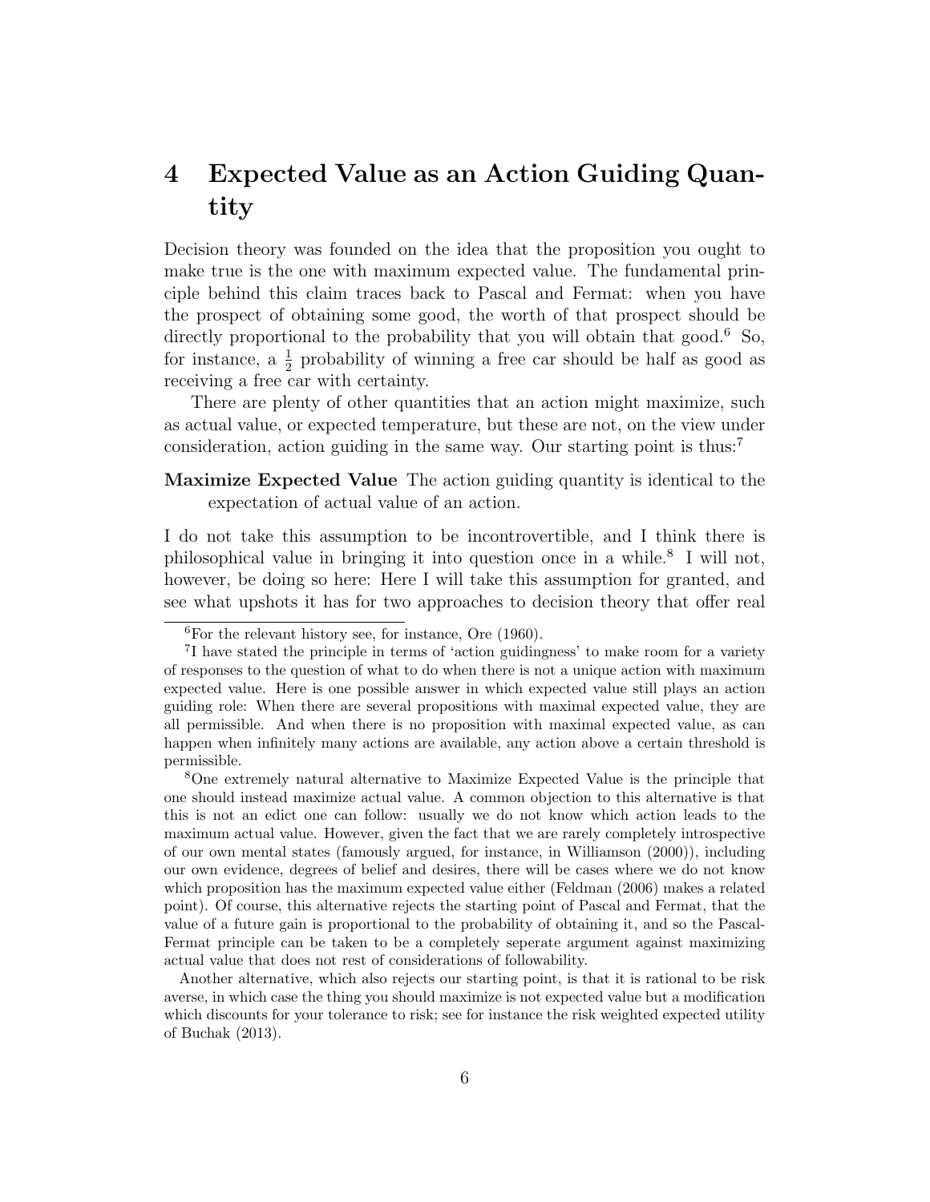# 4 Expected Value as an Action Guiding Quantity

Decision theory was founded on the idea that the proposition you ought to make true is the one with maximum expected value. The fundamental principle behind this claim traces back to Pascal and Fermat: when you have the prospect of obtaining some good, the worth of that prospect should be directly proportional to the probability that you will obtain that good.[6] So, for instance, a $\frac{1}{2}$ probability of winning a free car should be half as good as receiving a free car with certainty.

There are plenty of other quantities that an action might maximize, such as actual value, or expected temperature, but these are not, on the view under consideration, action guiding in the same way. Our starting point is thus:[7]

**Maximize Expected Value** The action guiding quantity is identical to the expectation of actual value of an action.

I do not take this assumption to be incontrovertible, and I think there is philosophical value in bringing it into question once in a while.[8] I will not, however, be doing so here: Here I will take this assumption for granted, and see what upshots it has for two approaches to decision theory that offer real

---

[6] For the relevant history see, for instance, Ore (1960).

[7] I have stated the principle in terms of 'action guidingness' to make room for a variety of responses to the question of what to do when there is not a unique action with maximum expected value. Here is one possible answer in which expected value still plays an action guiding role: When there are several propositions with maximal expected value, they are all permissible. And when there is no proposition with maximal expected value, as can happen when infinitely many actions are available, any action above a certain threshold is permissible.

[8] One extremely natural alternative to Maximize Expected Value is the principle that one should instead maximize actual value. A common objection to this alternative is that this is not an edict one can follow: usually we do not know which action leads to the maximum actual value. However, given the fact that we are rarely completely introspective of our own mental states (famously argued, for instance, in Williamson (2000)), including our own evidence, degrees of belief and desires, there will be cases where we do not know which proposition has the maximum expected value either (Feldman (2006) makes a related point). Of course, this alternative rejects the starting point of Pascal and Fermat, that the value of a future gain is proportional to the probability of obtaining it, and so the Pascal-Fermat principle can be taken to be a completely seperate argument against maximizing actual value that does not rest of considerations of followability.

Another alternative, which also rejects our starting point, is that it is rational to be risk averse, in which case the thing you should maximize is not expected value but a modification which discounts for your tolerance to risk; see for instance the risk weighted expected utility of Buchak (2013).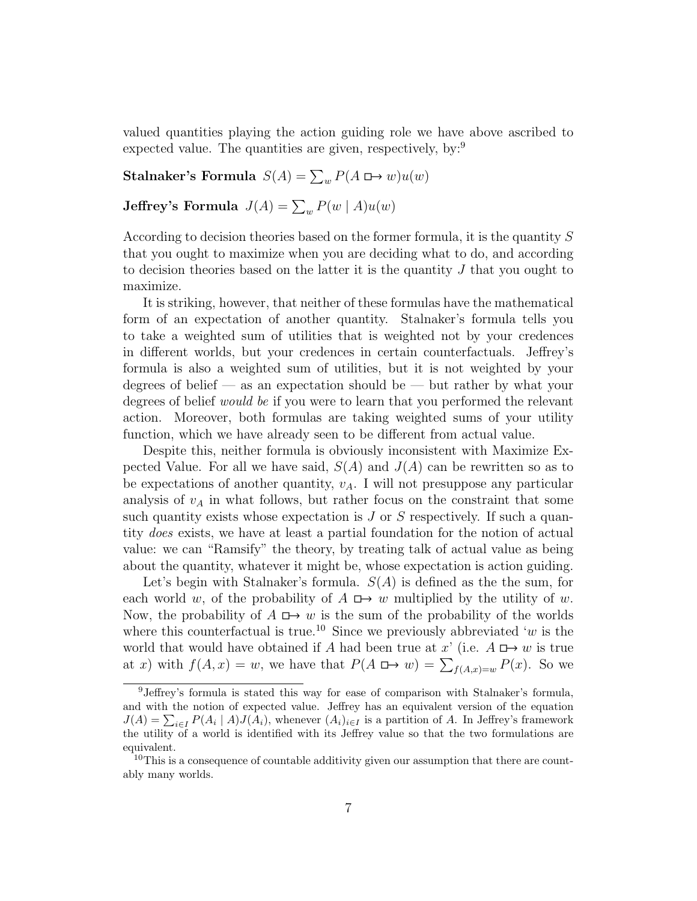valued quantities playing the action guiding role we have above ascribed to expected value. The quantities are given, respectively, by:[9]

**Stalnaker's Formula** $S(A) = \sum_w P(A \mathrel{\Box\!\!\to} w)u(w)$

**Jeffrey's Formula** $J(A) = \sum_w P(w \mid A)u(w)$

According to decision theories based on the former formula, it is the quantity $S$ that you ought to maximize when you are deciding what to do, and according to decision theories based on the latter it is the quantity $J$ that you ought to maximize.

It is striking, however, that neither of these formulas have the mathematical form of an expectation of another quantity. Stalnaker's formula tells you to take a weighted sum of utilities that is weighted not by your credences in different worlds, but your credences in certain counterfactuals. Jeffrey's formula is also a weighted sum of utilities, but it is not weighted by your degrees of belief — as an expectation should be — but rather by what your degrees of belief *would be* if you were to learn that you performed the relevant action. Moreover, both formulas are taking weighted sums of your utility function, which we have already seen to be different from actual value.

Despite this, neither formula is obviously inconsistent with Maximize Expected Value. For all we have said, $S(A)$ and $J(A)$ can be rewritten so as to be expectations of another quantity, $v_A$. I will not presuppose any particular analysis of $v_A$ in what follows, but rather focus on the constraint that some such quantity exists whose expectation is $J$ or $S$ respectively. If such a quantity *does* exists, we have at least a partial foundation for the notion of actual value: we can "Ramsify" the theory, by treating talk of actual value as being about the quantity, whatever it might be, whose expectation is action guiding.

Let's begin with Stalnaker's formula. $S(A)$ is defined as the the sum, for each world $w$, of the probability of $A \mathrel{\Box\!\!\to} w$ multiplied by the utility of $w$. Now, the probability of $A \mathrel{\Box\!\!\to} w$ is the sum of the probability of the worlds where this counterfactual is true.[10] Since we previously abbreviated '$w$ is the world that would have obtained if $A$ had been true at $x$' (i.e. $A \mathrel{\Box\!\!\to} w$ is true at $x$) with $f(A, x) = w$, we have that $P(A \mathrel{\Box\!\!\to} w) = \sum_{f(A,x)=w} P(x)$. So we

---

[9] Jeffrey's formula is stated this way for ease of comparison with Stalnaker's formula, and with the notion of expected value. Jeffrey has an equivalent version of the equation $J(A) = \sum_{i \in I} P(A_i \mid A)J(A_i)$, whenever $(A_i)_{i \in I}$ is a partition of $A$. In Jeffrey's framework the utility of a world is identified with its Jeffrey value so that the two formulations are equivalent.

[10] This is a consequence of countable additivity given our assumption that there are countably many worlds.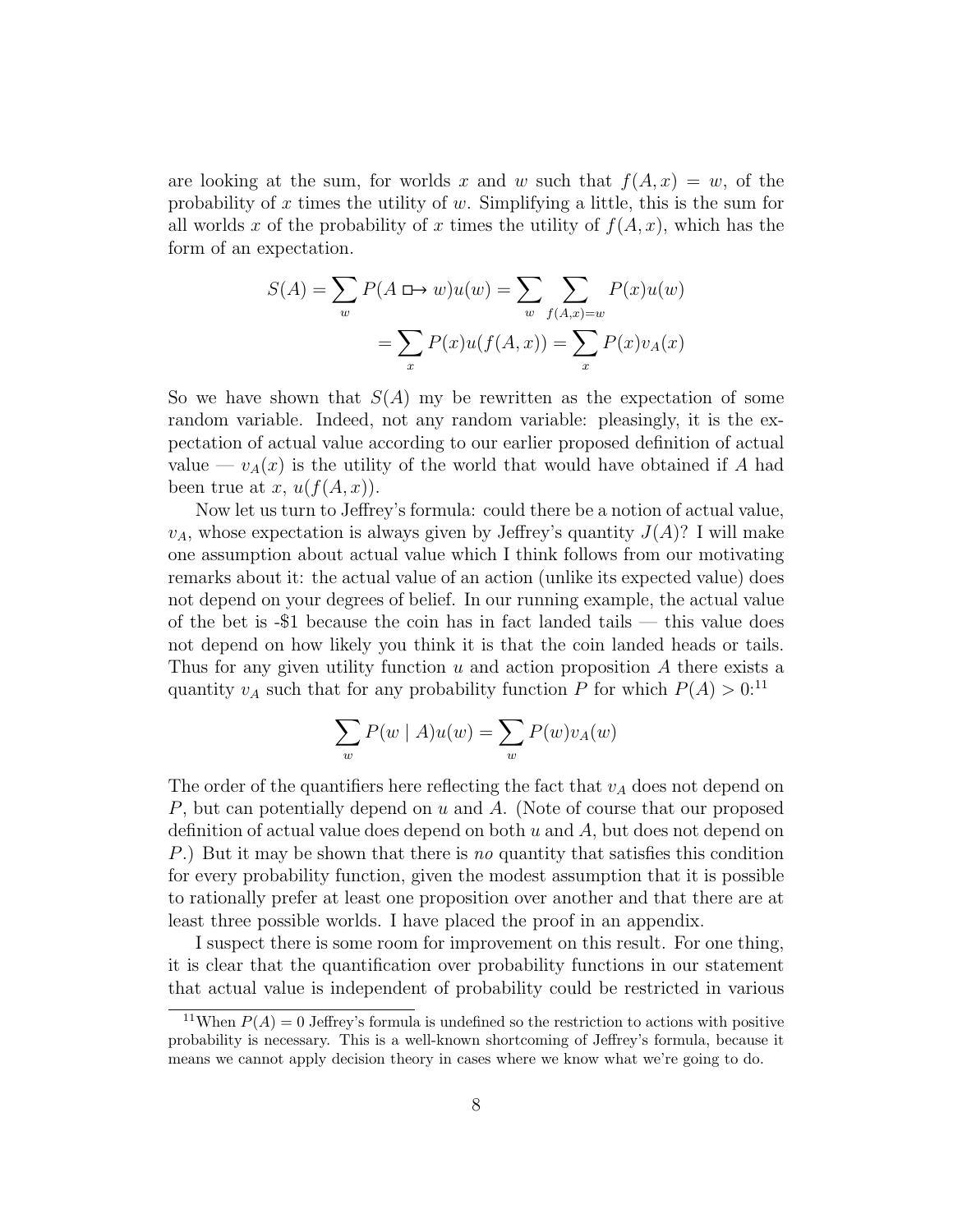are looking at the sum, for worlds $x$ and $w$ such that $f(A, x) = w$, of the probability of $x$ times the utility of $w$. Simplifying a little, this is the sum for all worlds $x$ of the probability of $x$ times the utility of $f(A, x)$, which has the form of an expectation.

$$
\begin{aligned}
S(A) = \sum_w P(A \mathrel{\Box\!\!\rightarrow} w)u(w) &= \sum_w \sum_{f(A,x)=w} P(x)u(w) \\
&= \sum_x P(x)u(f(A,x)) = \sum_x P(x)v_A(x)
\end{aligned}
$$

So we have shown that $S(A)$ my be rewritten as the expectation of some random variable. Indeed, not any random variable: pleasingly, it is the expectation of actual value according to our earlier proposed definition of actual value — $v_A(x)$ is the utility of the world that would have obtained if $A$ had been true at $x$, $u(f(A, x))$.

Now let us turn to Jeffrey's formula: could there be a notion of actual value, $v_A$, whose expectation is always given by Jeffrey's quantity $J(A)$? I will make one assumption about actual value which I think follows from our motivating remarks about it: the actual value of an action (unlike its expected value) does not depend on your degrees of belief. In our running example, the actual value of the bet is -\$1 because the coin has in fact landed tails — this value does not depend on how likely you think it is that the coin landed heads or tails. Thus for any given utility function $u$ and action proposition $A$ there exists a quantity $v_A$ such that for any probability function $P$ for which $P(A) > 0$:[11]

$$
\sum_w P(w \mid A)u(w) = \sum_w P(w)v_A(w)
$$

The order of the quantifiers here reflecting the fact that $v_A$ does not depend on $P$, but can potentially depend on $u$ and $A$. (Note of course that our proposed definition of actual value does depend on both $u$ and $A$, but does not depend on $P$.) But it may be shown that there is *no* quantity that satisfies this condition for every probability function, given the modest assumption that it is possible to rationally prefer at least one proposition over another and that there are at least three possible worlds. I have placed the proof in an appendix.

I suspect there is some room for improvement on this result. For one thing, it is clear that the quantification over probability functions in our statement that actual value is independent of probability could be restricted in various

[11] When $P(A) = 0$ Jeffrey's formula is undefined so the restriction to actions with positive probability is necessary. This is a well-known shortcoming of Jeffrey's formula, because it means we cannot apply decision theory in cases where we know what we're going to do.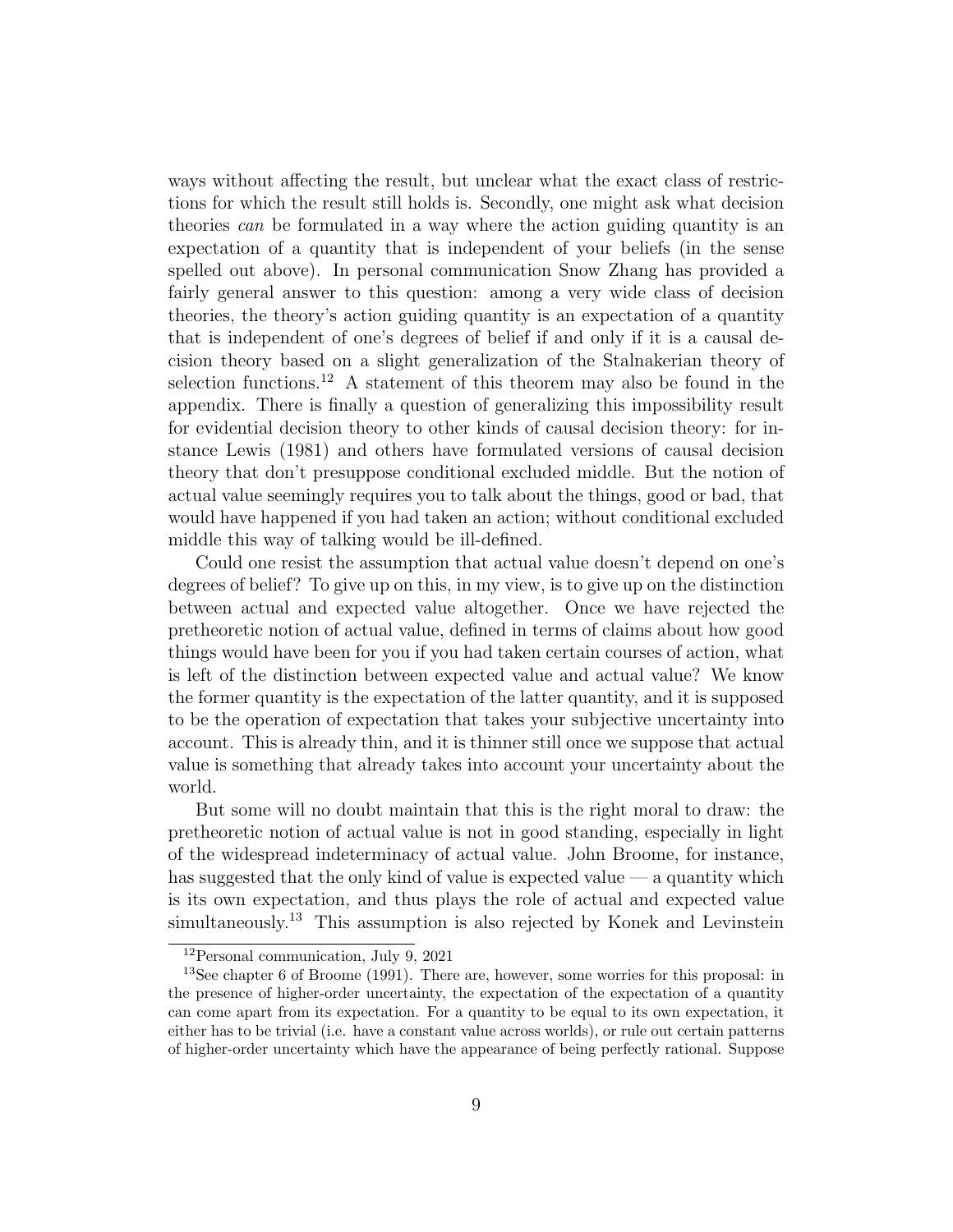ways without affecting the result, but unclear what the exact class of restrictions for which the result still holds is. Secondly, one might ask what decision theories *can* be formulated in a way where the action guiding quantity is an expectation of a quantity that is independent of your beliefs (in the sense spelled out above). In personal communication Snow Zhang has provided a fairly general answer to this question: among a very wide class of decision theories, the theory's action guiding quantity is an expectation of a quantity that is independent of one's degrees of belief if and only if it is a causal decision theory based on a slight generalization of the Stalnakerian theory of selection functions.[12] A statement of this theorem may also be found in the appendix. There is finally a question of generalizing this impossibility result for evidential decision theory to other kinds of causal decision theory: for instance Lewis (1981) and others have formulated versions of causal decision theory that don't presuppose conditional excluded middle. But the notion of actual value seemingly requires you to talk about the things, good or bad, that would have happened if you had taken an action; without conditional excluded middle this way of talking would be ill-defined.

Could one resist the assumption that actual value doesn't depend on one's degrees of belief? To give up on this, in my view, is to give up on the distinction between actual and expected value altogether. Once we have rejected the pretheoretic notion of actual value, defined in terms of claims about how good things would have been for you if you had taken certain courses of action, what is left of the distinction between expected value and actual value? We know the former quantity is the expectation of the latter quantity, and it is supposed to be the operation of expectation that takes your subjective uncertainty into account. This is already thin, and it is thinner still once we suppose that actual value is something that already takes into account your uncertainty about the world.

But some will no doubt maintain that this is the right moral to draw: the pretheoretic notion of actual value is not in good standing, especially in light of the widespread indeterminacy of actual value. John Broome, for instance, has suggested that the only kind of value is expected value — a quantity which is its own expectation, and thus plays the role of actual and expected value simultaneously.[13] This assumption is also rejected by Konek and Levinstein

---

[12] Personal communication, July 9, 2021

[13] See chapter 6 of Broome (1991). There are, however, some worries for this proposal: in the presence of higher-order uncertainty, the expectation of the expectation of a quantity can come apart from its expectation. For a quantity to be equal to its own expectation, it either has to be trivial (i.e. have a constant value across worlds), or rule out certain patterns of higher-order uncertainty which have the appearance of being perfectly rational. Suppose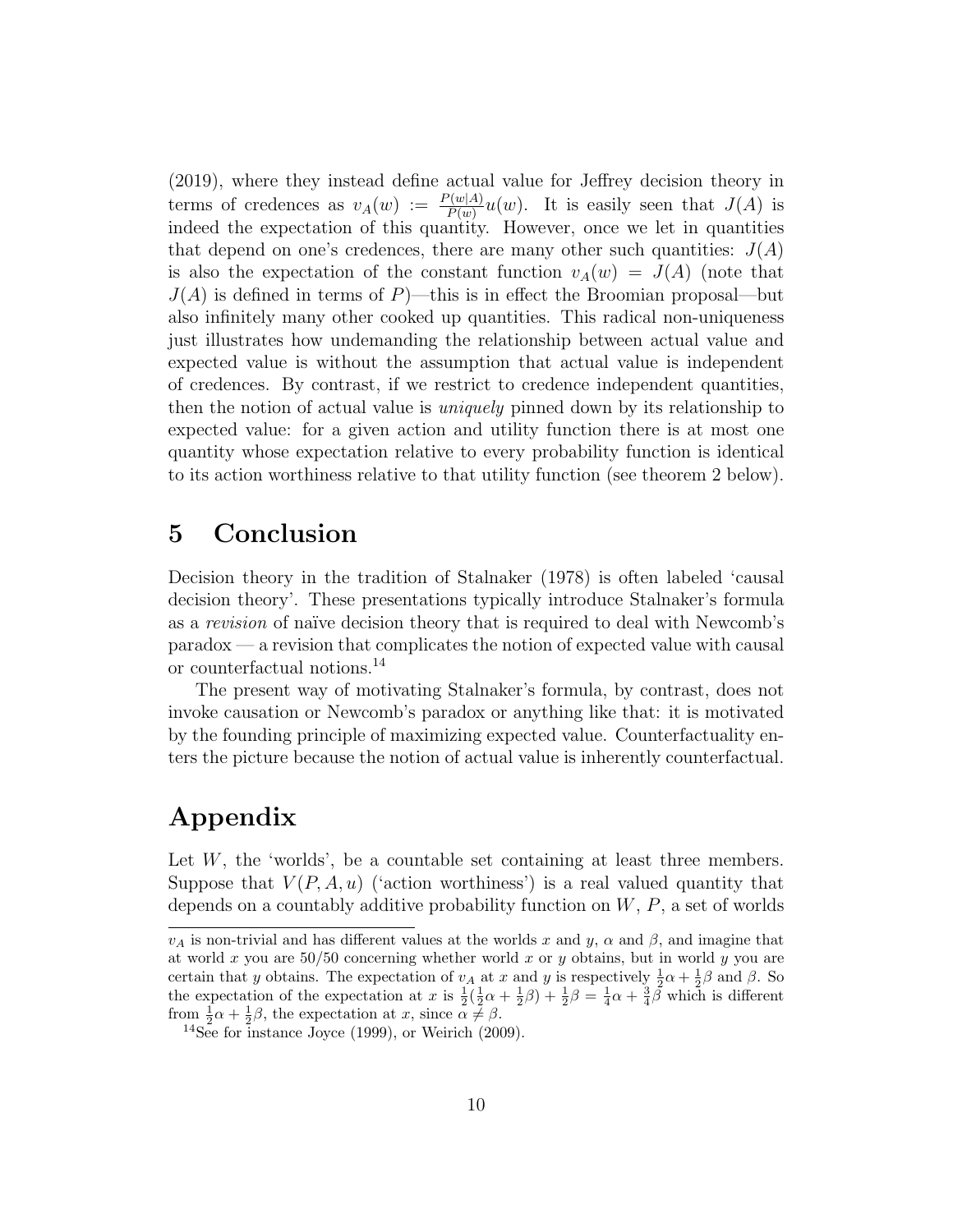(2019), where they instead define actual value for Jeffrey decision theory in terms of credences as $v_A(w) := \frac{P(w|A)}{P(w)}u(w)$. It is easily seen that $J(A)$ is indeed the expectation of this quantity. However, once we let in quantities that depend on one's credences, there are many other such quantities: $J(A)$ is also the expectation of the constant function $v_A(w) = J(A)$ (note that $J(A)$ is defined in terms of $P$)—this is in effect the Broomian proposal—but also infinitely many other cooked up quantities. This radical non-uniqueness just illustrates how undemanding the relationship between actual value and expected value is without the assumption that actual value is independent of credences. By contrast, if we restrict to credence independent quantities, then the notion of actual value is *uniquely* pinned down by its relationship to expected value: for a given action and utility function there is at most one quantity whose expectation relative to every probability function is identical to its action worthiness relative to that utility function (see theorem 2 below).

## 5 Conclusion

Decision theory in the tradition of Stalnaker (1978) is often labeled 'causal decision theory'. These presentations typically introduce Stalnaker's formula as a *revision* of naïve decision theory that is required to deal with Newcomb's paradox — a revision that complicates the notion of expected value with causal or counterfactual notions.[14]

The present way of motivating Stalnaker's formula, by contrast, does not invoke causation or Newcomb's paradox or anything like that: it is motivated by the founding principle of maximizing expected value. Counterfactuality enters the picture because the notion of actual value is inherently counterfactual.

## Appendix

Let $W$, the 'worlds', be a countable set containing at least three members. Suppose that $V(P, A, u)$ ('action worthiness') is a real valued quantity that depends on a countably additive probability function on $W$, $P$, a set of worlds

---

$v_A$ is non-trivial and has different values at the worlds $x$ and $y$, $\alpha$ and $\beta$, and imagine that at world $x$ you are 50/50 concerning whether world $x$ or $y$ obtains, but in world $y$ you are certain that $y$ obtains. The expectation of $v_A$ at $x$ and $y$ is respectively $\frac{1}{2}\alpha + \frac{1}{2}\beta$ and $\beta$. So the expectation of the expectation at $x$ is $\frac{1}{2}(\frac{1}{2}\alpha + \frac{1}{2}\beta) + \frac{1}{2}\beta = \frac{1}{4}\alpha + \frac{3}{4}\beta$ which is different from $\frac{1}{2}\alpha + \frac{1}{2}\beta$, the expectation at $x$, since $\alpha \neq \beta$.

[14] See for instance Joyce (1999), or Weirich (2009).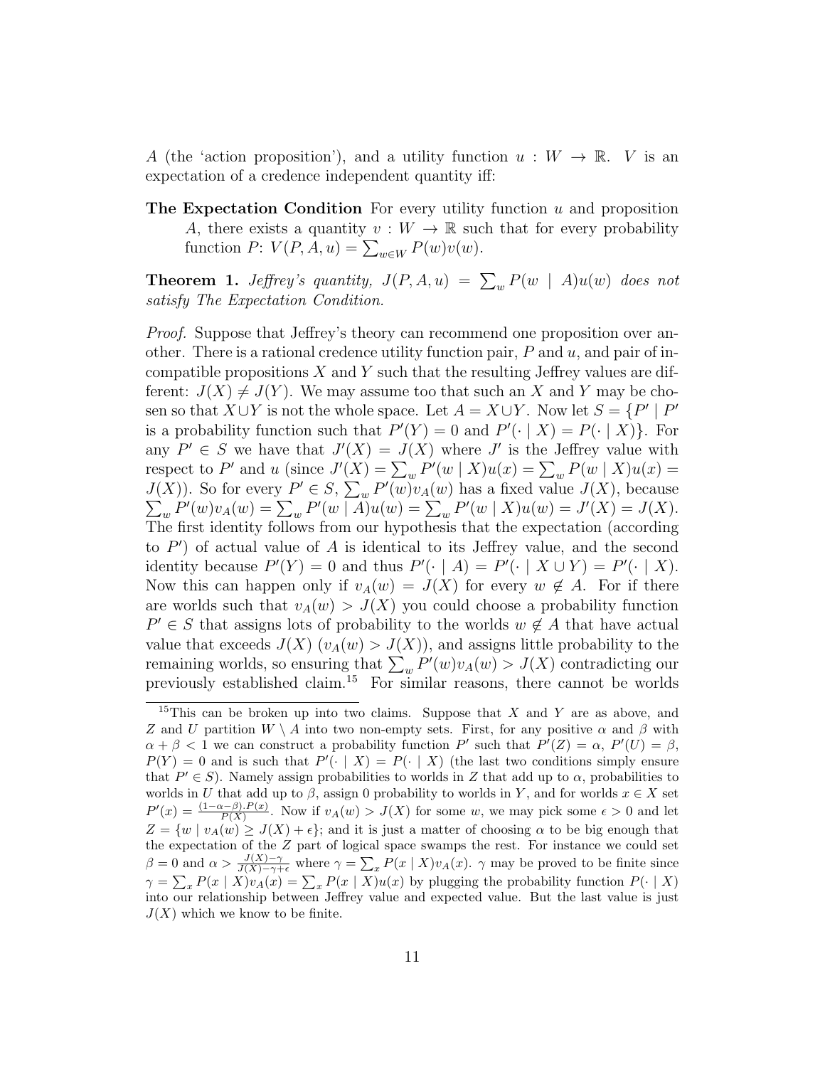$A$ (the 'action proposition'), and a utility function $u : W \to \mathbb{R}$. $V$ is an expectation of a credence independent quantity iff:

**The Expectation Condition** For every utility function $u$ and proposition $A$, there exists a quantity $v : W \to \mathbb{R}$ such that for every probability function $P$: $V(P, A, u) = \sum_{w \in W} P(w)v(w)$.

**Theorem 1.** *Jeffrey's quantity,* $J(P, A, u) = \sum_w P(w \mid A)u(w)$ *does not satisfy The Expectation Condition.*

*Proof.* Suppose that Jeffrey's theory can recommend one proposition over another. There is a rational credence utility function pair, $P$ and $u$, and pair of incompatible propositions $X$ and $Y$ such that the resulting Jeffrey values are different: $J(X) \neq J(Y)$. We may assume too that such an $X$ and $Y$ may be chosen so that $X \cup Y$ is not the whole space. Let $A = X \cup Y$. Now let $S = \{P' \mid P'$ is a probability function such that $P'(Y) = 0$ and $P'(\cdot \mid X) = P(\cdot \mid X)\}$. For any $P' \in S$ we have that $J'(X) = J(X)$ where $J'$ is the Jeffrey value with respect to $P'$ and $u$ (since $J'(X) = \sum_w P'(w \mid X)u(x) = \sum_w P(w \mid X)u(x) = J(X)$). So for every $P' \in S$, $\sum_w P'(w)v_A(w)$ has a fixed value $J(X)$, because $\sum_w P'(w)v_A(w) = \sum_w P'(w \mid A)u(w) = \sum_w P'(w \mid X)u(w) = J'(X) = J(X)$. The first identity follows from our hypothesis that the expectation (according to $P'$) of actual value of $A$ is identical to its Jeffrey value, and the second identity because $P'(Y) = 0$ and thus $P'(\cdot \mid A) = P'(\cdot \mid X \cup Y) = P'(\cdot \mid X)$. Now this can happen only if $v_A(w) = J(X)$ for every $w \notin A$. For if there are worlds such that $v_A(w) > J(X)$ you could choose a probability function $P' \in S$ that assigns lots of probability to the worlds $w \notin A$ that have actual value that exceeds $J(X)$ ($v_A(w) > J(X)$), and assigns little probability to the remaining worlds, so ensuring that $\sum_w P'(w)v_A(w) > J(X)$ contradicting our previously established claim.[15] For similar reasons, there cannot be worlds

[15] This can be broken up into two claims. Suppose that $X$ and $Y$ are as above, and $Z$ and $U$ partition $W \setminus A$ into two non-empty sets. First, for any positive $\alpha$ and $\beta$ with $\alpha + \beta < 1$ we can construct a probability function $P'$ such that $P'(Z) = \alpha$, $P'(U) = \beta$, $P(Y) = 0$ and is such that $P'(\cdot \mid X) = P(\cdot \mid X)$ (the last two conditions simply ensure that $P' \in S$). Namely assign probabilities to worlds in $Z$ that add up to $\alpha$, probabilities to worlds in $U$ that add up to $\beta$, assign 0 probability to worlds in $Y$, and for worlds $x \in X$ set $P'(x) = \frac{(1-\alpha-\beta).P(x)}{P(X)}$. Now if $v_A(w) > J(X)$ for some $w$, we may pick some $\epsilon > 0$ and let $Z = \{w \mid v_A(w) \geq J(X) + \epsilon\}$; and it is just a matter of choosing $\alpha$ to be big enough that the expectation of the $Z$ part of logical space swamps the rest. For instance we could set $\beta = 0$ and $\alpha > \frac{J(X)-\gamma}{J(X)-\gamma+\epsilon}$ where $\gamma = \sum_x P(x \mid X)v_A(x)$. $\gamma$ may be proved to be finite since $\gamma = \sum_x P(x \mid X)v_A(x) = \sum_x P(x \mid X)u(x)$ by plugging the probability function $P(\cdot \mid X)$ into our relationship between Jeffrey value and expected value. But the last value is just $J(X)$ which we know to be finite.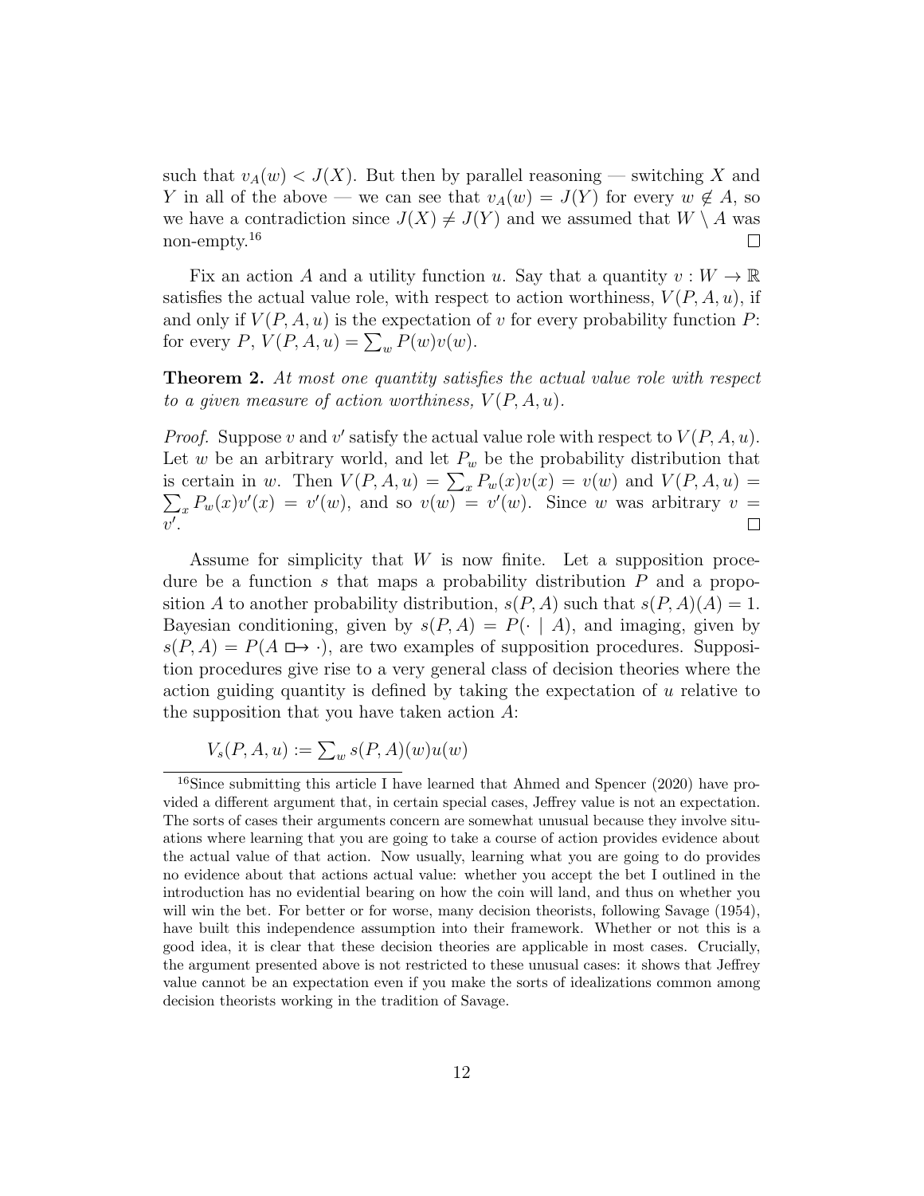such that $v_A(w) < J(X)$. But then by parallel reasoning — switching $X$ and $Y$ in all of the above — we can see that $v_A(w) = J(Y)$ for every $w \notin A$, so we have a contradiction since $J(X) \neq J(Y)$ and we assumed that $W \setminus A$ was non-empty.[16] □

Fix an action $A$ and a utility function $u$. Say that a quantity $v : W \to \mathbb{R}$ satisfies the actual value role, with respect to action worthiness, $V(P, A, u)$, if and only if $V(P, A, u)$ is the expectation of $v$ for every probability function $P$: for every $P$, $V(P, A, u) = \sum_w P(w)v(w)$.

**Theorem 2.** *At most one quantity satisfies the actual value role with respect to a given measure of action worthiness, $V(P, A, u)$.*

*Proof.* Suppose $v$ and $v'$ satisfy the actual value role with respect to $V(P, A, u)$. Let $w$ be an arbitrary world, and let $P_w$ be the probability distribution that is certain in $w$. Then $V(P, A, u) = \sum_x P_w(x)v(x) = v(w)$ and $V(P, A, u) = \sum_x P_w(x)v'(x) = v'(w)$, and so $v(w) = v'(w)$. Since $w$ was arbitrary $v = v'$. □

Assume for simplicity that $W$ is now finite. Let a supposition procedure be a function $s$ that maps a probability distribution $P$ and a proposition $A$ to another probability distribution, $s(P, A)$ such that $s(P, A)(A) = 1$. Bayesian conditioning, given by $s(P, A) = P(\cdot \mid A)$, and imaging, given by $s(P, A) = P(A \mathrel{\Box\!\!\rightarrow} \cdot)$, are two examples of supposition procedures. Supposition procedures give rise to a very general class of decision theories where the action guiding quantity is defined by taking the expectation of $u$ relative to the supposition that you have taken action $A$:

$$V_s(P, A, u) := \sum_w s(P, A)(w)u(w)$$

[16] Since submitting this article I have learned that Ahmed and Spencer (2020) have provided a different argument that, in certain special cases, Jeffrey value is not an expectation. The sorts of cases their arguments concern are somewhat unusual because they involve situations where learning that you are going to take a course of action provides evidence about the actual value of that action. Now usually, learning what you are going to do provides no evidence about that actions actual value: whether you accept the bet I outlined in the introduction has no evidential bearing on how the coin will land, and thus on whether you will win the bet. For better or for worse, many decision theorists, following Savage (1954), have built this independence assumption into their framework. Whether or not this is a good idea, it is clear that these decision theories are applicable in most cases. Crucially, the argument presented above is not restricted to these unusual cases: it shows that Jeffrey value cannot be an expectation even if you make the sorts of idealizations common among decision theorists working in the tradition of Savage.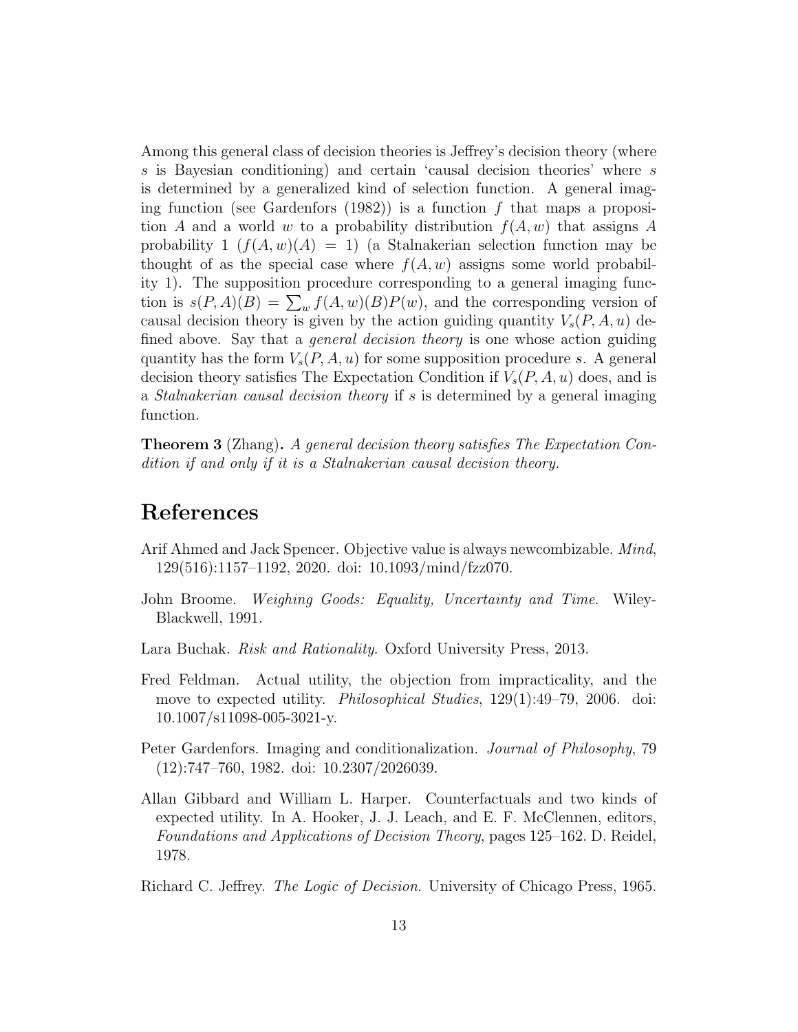Among this general class of decision theories is Jeffrey's decision theory (where $s$ is Bayesian conditioning) and certain 'causal decision theories' where $s$ is determined by a generalized kind of selection function. A general imaging function (see Gardenfors (1982)) is a function $f$ that maps a proposition $A$ and a world $w$ to a probability distribution $f(A, w)$ that assigns $A$ probability 1 ($f(A, w)(A) = 1$) (a Stalnakerian selection function may be thought of as the special case where $f(A, w)$ assigns some world probability 1). The supposition procedure corresponding to a general imaging function is $s(P, A)(B) = \sum_w f(A, w)(B)P(w)$, and the corresponding version of causal decision theory is given by the action guiding quantity $V_s(P, A, u)$ defined above. Say that a *general decision theory* is one whose action guiding quantity has the form $V_s(P, A, u)$ for some supposition procedure $s$. A general decision theory satisfies The Expectation Condition if $V_s(P, A, u)$ does, and is a *Stalnakerian causal decision theory* if $s$ is determined by a general imaging function.

**Theorem 3** (Zhang)**.** *A general decision theory satisfies The Expectation Condition if and only if it is a Stalnakerian causal decision theory.*

# References

Arif Ahmed and Jack Spencer. Objective value is always newcombizable. *Mind*, 129(516):1157–1192, 2020. doi: 10.1093/mind/fzz070.

John Broome. *Weighing Goods: Equality, Uncertainty and Time*. Wiley-Blackwell, 1991.

Lara Buchak. *Risk and Rationality*. Oxford University Press, 2013.

Fred Feldman. Actual utility, the objection from impracticality, and the move to expected utility. *Philosophical Studies*, 129(1):49–79, 2006. doi: 10.1007/s11098-005-3021-y.

Peter Gardenfors. Imaging and conditionalization. *Journal of Philosophy*, 79 (12):747–760, 1982. doi: 10.2307/2026039.

Allan Gibbard and William L. Harper. Counterfactuals and two kinds of expected utility. In A. Hooker, J. J. Leach, and E. F. McClennen, editors, *Foundations and Applications of Decision Theory*, pages 125–162. D. Reidel, 1978.

Richard C. Jeffrey. *The Logic of Decision*. University of Chicago Press, 1965.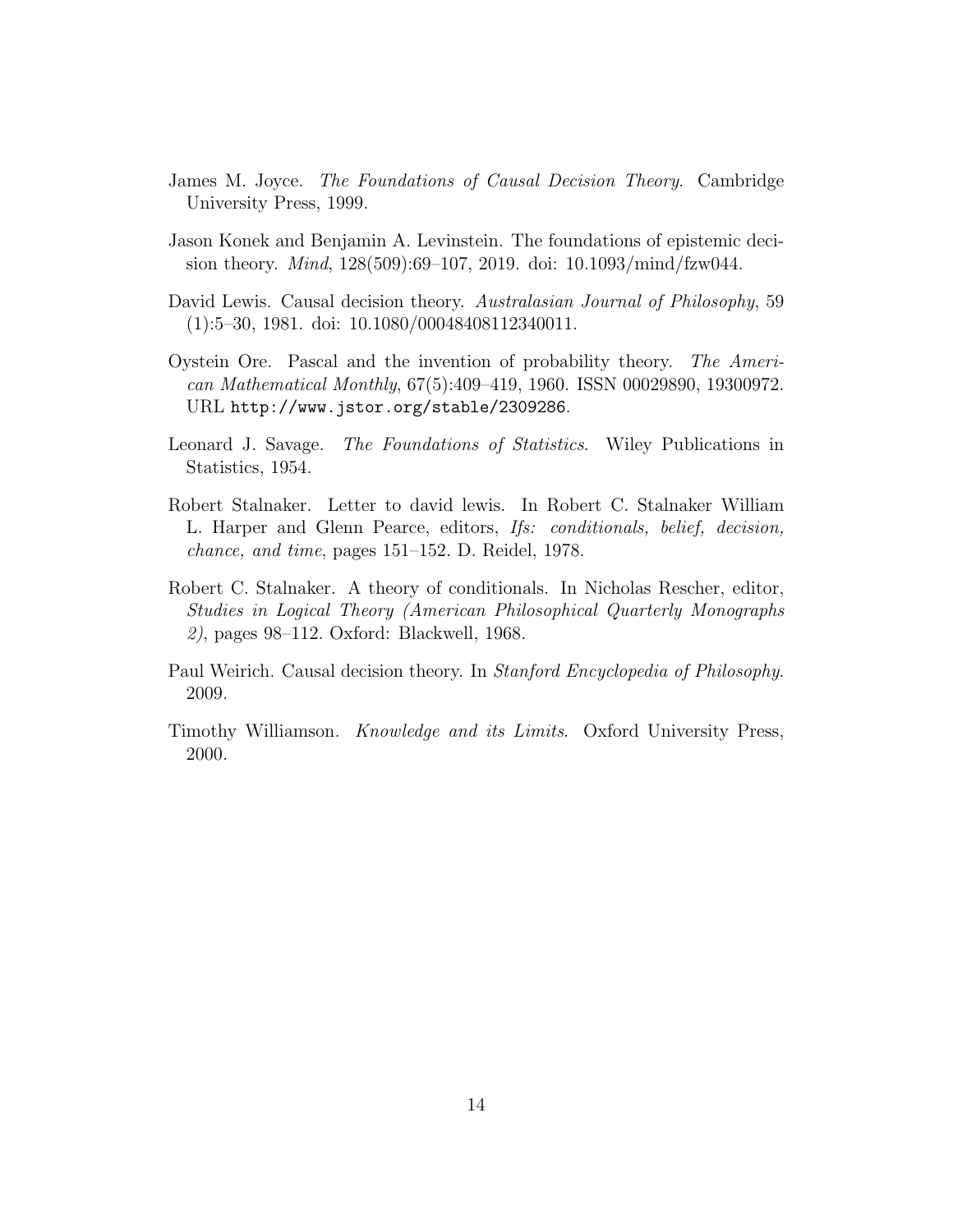James M. Joyce. *The Foundations of Causal Decision Theory*. Cambridge University Press, 1999.

Jason Konek and Benjamin A. Levinstein. The foundations of epistemic decision theory. *Mind*, 128(509):69–107, 2019. doi: 10.1093/mind/fzw044.

David Lewis. Causal decision theory. *Australasian Journal of Philosophy*, 59 (1):5–30, 1981. doi: 10.1080/00048408112340011.

Oystein Ore. Pascal and the invention of probability theory. *The American Mathematical Monthly*, 67(5):409–419, 1960. ISSN 00029890, 19300972. URL http://www.jstor.org/stable/2309286.

Leonard J. Savage. *The Foundations of Statistics*. Wiley Publications in Statistics, 1954.

Robert Stalnaker. Letter to david lewis. In Robert C. Stalnaker William L. Harper and Glenn Pearce, editors, *Ifs: conditionals, belief, decision, chance, and time*, pages 151–152. D. Reidel, 1978.

Robert C. Stalnaker. A theory of conditionals. In Nicholas Rescher, editor, *Studies in Logical Theory (American Philosophical Quarterly Monographs 2)*, pages 98–112. Oxford: Blackwell, 1968.

Paul Weirich. Causal decision theory. In *Stanford Encyclopedia of Philosophy*. 2009.

Timothy Williamson. *Knowledge and its Limits*. Oxford University Press, 2000.